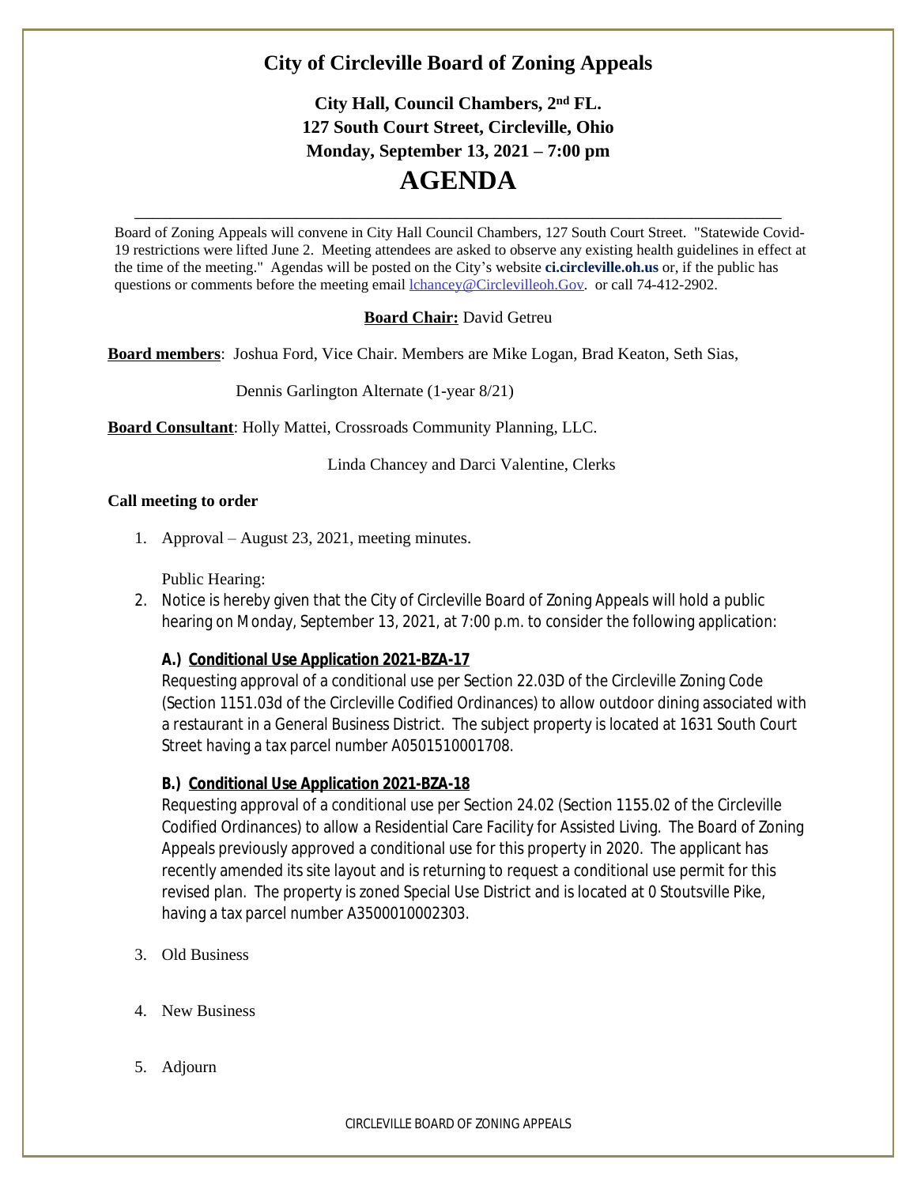# City of Circleville Board of Zoning Appeals

**City Hall, Council Chambers, 2nd FL.**
**127 South Court Street, Circleville, Ohio**
**Monday, September 13, 2021 – 7:00 pm**

# AGENDA

---

Board of Zoning Appeals will convene in City Hall Council Chambers, 127 South Court Street. "Statewide Covid-19 restrictions were lifted June 2. Meeting attendees are asked to observe any existing health guidelines in effect at the time of the meeting." Agendas will be posted on the City's website **ci.circleville.oh.us** or, if the public has questions or comments before the meeting email lchancey@Circlevilleoh.Gov. or call 74-412-2902.

**Board Chair:** David Getreu

**Board members**: Joshua Ford, Vice Chair. Members are Mike Logan, Brad Keaton, Seth Sias,

Dennis Garlington Alternate (1-year 8/21)

**Board Consultant**: Holly Mattei, Crossroads Community Planning, LLC.

Linda Chancey and Darci Valentine, Clerks

**Call meeting to order**

1. Approval – August 23, 2021, meeting minutes.

   Public Hearing:

2. Notice is hereby given that the City of Circleville Board of Zoning Appeals will hold a public hearing on Monday, September 13, 2021, at 7:00 p.m. to consider the following application:

   **A.) Conditional Use Application 2021-BZA-17**
   Requesting approval of a conditional use per Section 22.03D of the Circleville Zoning Code (Section 1151.03d of the Circleville Codified Ordinances) to allow outdoor dining associated with a restaurant in a General Business District. The subject property is located at 1631 South Court Street having a tax parcel number A0501510001708.

   **B.) Conditional Use Application 2021-BZA-18**
   Requesting approval of a conditional use per Section 24.02 (Section 1155.02 of the Circleville Codified Ordinances) to allow a Residential Care Facility for Assisted Living. The Board of Zoning Appeals previously approved a conditional use for this property in 2020. The applicant has recently amended its site layout and is returning to request a conditional use permit for this revised plan. The property is zoned Special Use District and is located at 0 Stoutsville Pike, having a tax parcel number A3500010002303.

3. Old Business

4. New Business

5. Adjourn